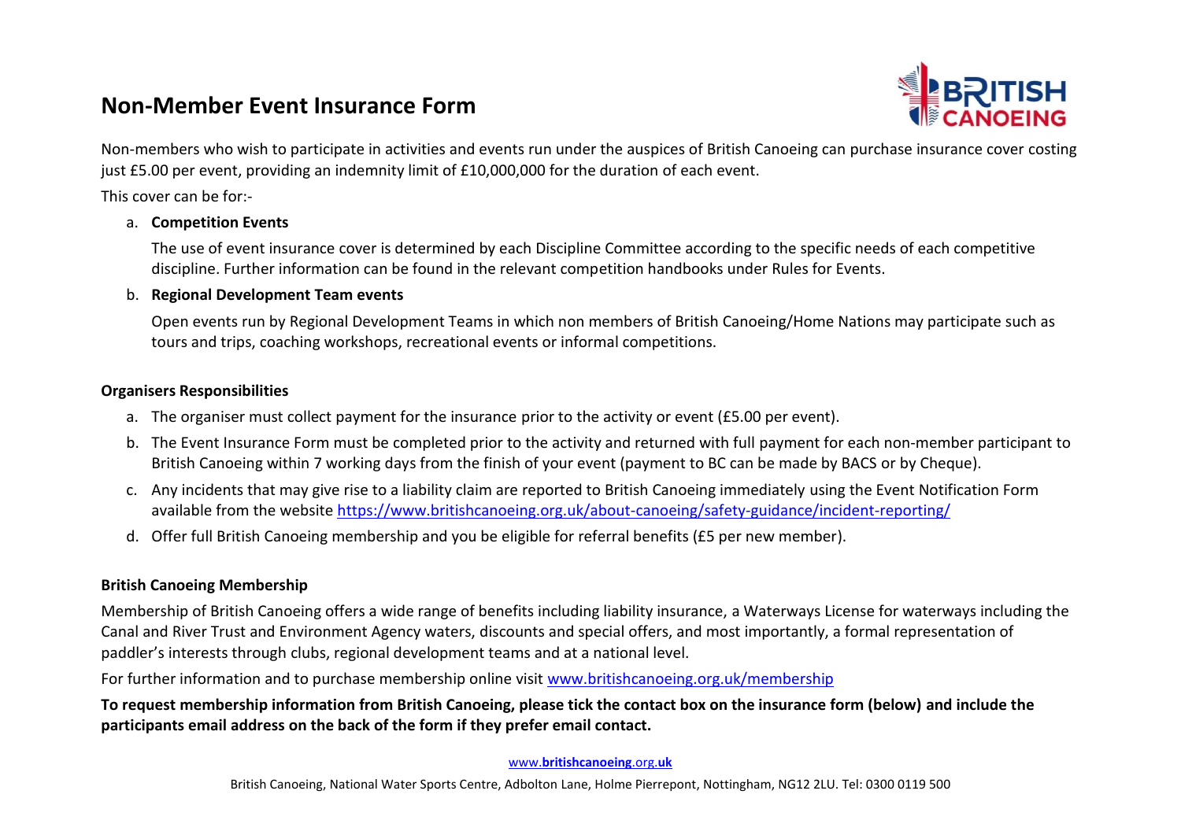# Non-Member Event Insurance Form

Non-members who wish to participate in activities and events run under the auspices of British Canoeing can purchase insurance cover costing just £5.00 per event, providing an indemnity limit of £10,000,000 for the duration of each event.

This cover can be for:-

a. **Competition Events**

   The use of event insurance cover is determined by each Discipline Committee according to the specific needs of each competitive discipline. Further information can be found in the relevant competition handbooks under Rules for Events.

b. **Regional Development Team events**

   Open events run by Regional Development Teams in which non members of British Canoeing/Home Nations may participate such as tours and trips, coaching workshops, recreational events or informal competitions.

## Organisers Responsibilities

a. The organiser must collect payment for the insurance prior to the activity or event (£5.00 per event).
b. The Event Insurance Form must be completed prior to the activity and returned with full payment for each non-member participant to British Canoeing within 7 working days from the finish of your event (payment to BC can be made by BACS or by Cheque).
c. Any incidents that may give rise to a liability claim are reported to British Canoeing immediately using the Event Notification Form available from the website https://www.britishcanoeing.org.uk/about-canoeing/safety-guidance/incident-reporting/
d. Offer full British Canoeing membership and you be eligible for referral benefits (£5 per new member).

## British Canoeing Membership

Membership of British Canoeing offers a wide range of benefits including liability insurance, a Waterways License for waterways including the Canal and River Trust and Environment Agency waters, discounts and special offers, and most importantly, a formal representation of paddler's interests through clubs, regional development teams and at a national level.

For further information and to purchase membership online visit www.britishcanoeing.org.uk/membership

**To request membership information from British Canoeing, please tick the contact box on the insurance form (below) and include the participants email address on the back of the form if they prefer email contact.**

www.britishcanoeing.org.uk

British Canoeing, National Water Sports Centre, Adbolton Lane, Holme Pierrepont, Nottingham, NG12 2LU. Tel: 0300 0119 500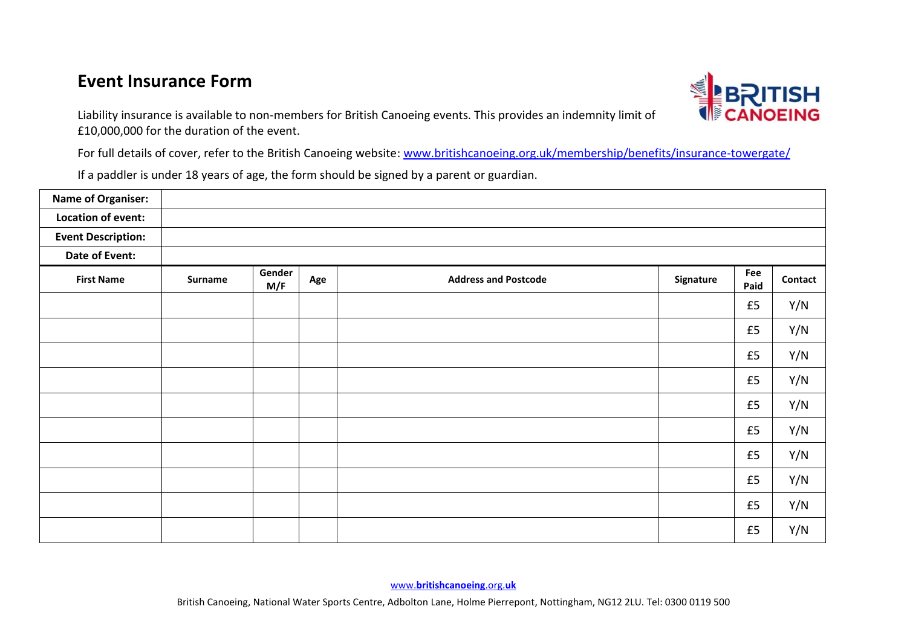# Event Insurance Form

Liability insurance is available to non-members for British Canoeing events. This provides an indemnity limit of £10,000,000 for the duration of the event.

For full details of cover, refer to the British Canoeing website: www.britishcanoeing.org.uk/membership/benefits/insurance-towergate/

If a paddler is under 18 years of age, the form should be signed by a parent or guardian.

| | |
|---|---|
| **Name of Organiser:** | |
| **Location of event:** | |
| **Event Description:** | |
| **Date of Event:** | |

| First Name | Surname | Gender M/F | Age | Address and Postcode | Signature | Fee Paid | Contact |
|---|---|---|---|---|---|---|---|
| | | | | | | £5 | Y/N |
| | | | | | | £5 | Y/N |
| | | | | | | £5 | Y/N |
| | | | | | | £5 | Y/N |
| | | | | | | £5 | Y/N |
| | | | | | | £5 | Y/N |
| | | | | | | £5 | Y/N |
| | | | | | | £5 | Y/N |
| | | | | | | £5 | Y/N |
| | | | | | | £5 | Y/N |

www.**britishcanoeing**.org.**uk**

British Canoeing, National Water Sports Centre, Adbolton Lane, Holme Pierrepont, Nottingham, NG12 2LU. Tel: 0300 0119 500